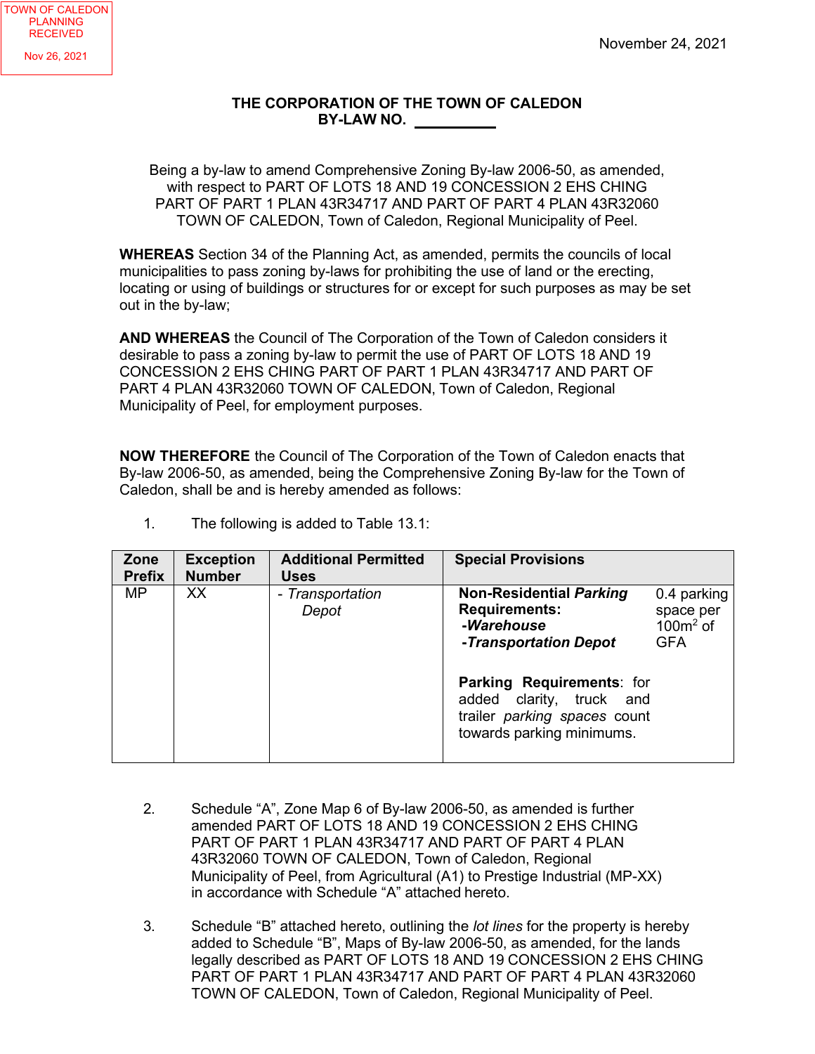TOWN OF CALEDON PLANNING RECEIVED

Nov 26, 2021

November 24, 2021

**THE CORPORATION OF THE TOWN OF CALEDON**
**BY-LAW NO. __________**

Being a by-law to amend Comprehensive Zoning By-law 2006-50, as amended, with respect to PART OF LOTS 18 AND 19 CONCESSION 2 EHS CHING PART OF PART 1 PLAN 43R34717 AND PART OF PART 4 PLAN 43R32060 TOWN OF CALEDON, Town of Caledon, Regional Municipality of Peel.

**WHEREAS** Section 34 of the Planning Act, as amended, permits the councils of local municipalities to pass zoning by-laws for prohibiting the use of land or the erecting, locating or using of buildings or structures for or except for such purposes as may be set out in the by-law;

**AND WHEREAS** the Council of The Corporation of the Town of Caledon considers it desirable to pass a zoning by-law to permit the use of PART OF LOTS 18 AND 19 CONCESSION 2 EHS CHING PART OF PART 1 PLAN 43R34717 AND PART OF PART 4 PLAN 43R32060 TOWN OF CALEDON, Town of Caledon, Regional Municipality of Peel, for employment purposes.

**NOW THEREFORE** the Council of The Corporation of the Town of Caledon enacts that By-law 2006-50, as amended, being the Comprehensive Zoning By-law for the Town of Caledon, shall be and is hereby amended as follows:

1. The following is added to Table 13.1:

| Zone Prefix | Exception Number | Additional Permitted Uses | Special Provisions | |
|---|---|---|---|---|
| MP | XX | - *Transportation Depot* | **Non-Residential *Parking* Requirements:**<br>***-Warehouse***<br>***-Transportation Depot*** | 0.4 parking space per 100m$^2$ of GFA |
| | | | **Parking Requirements**: for added clarity, truck and trailer *parking spaces* count towards parking minimums. | |

2. Schedule "A", Zone Map 6 of By-law 2006-50, as amended is further amended PART OF LOTS 18 AND 19 CONCESSION 2 EHS CHING PART OF PART 1 PLAN 43R34717 AND PART OF PART 4 PLAN 43R32060 TOWN OF CALEDON, Town of Caledon, Regional Municipality of Peel, from Agricultural (A1) to Prestige Industrial (MP-XX) in accordance with Schedule "A" attached hereto.

3. Schedule "B" attached hereto, outlining the *lot lines* for the property is hereby added to Schedule "B", Maps of By-law 2006-50, as amended, for the lands legally described as PART OF LOTS 18 AND 19 CONCESSION 2 EHS CHING PART OF PART 1 PLAN 43R34717 AND PART OF PART 4 PLAN 43R32060 TOWN OF CALEDON, Town of Caledon, Regional Municipality of Peel.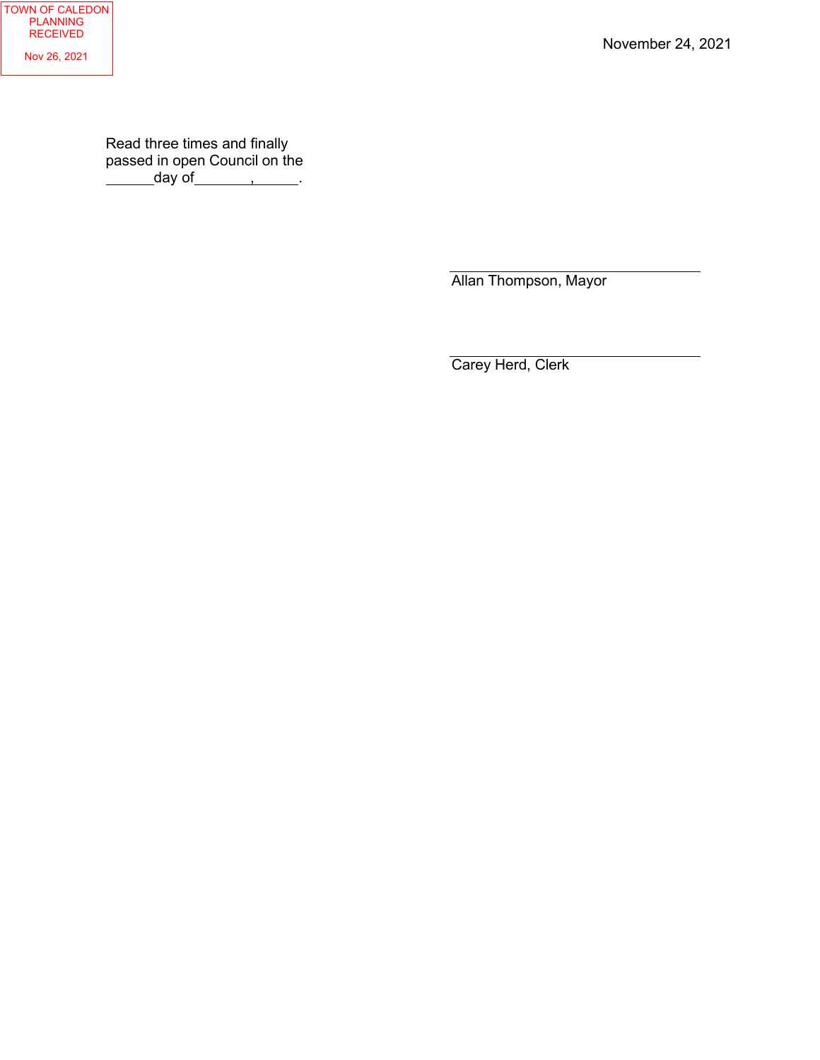TOWN OF CALEDON
PLANNING
RECEIVED

Nov 26, 2021

November 24, 2021

Read three times and finally passed in open Council on the ______day of_______,______.

_______________________________
Allan Thompson, Mayor

_______________________________
Carey Herd, Clerk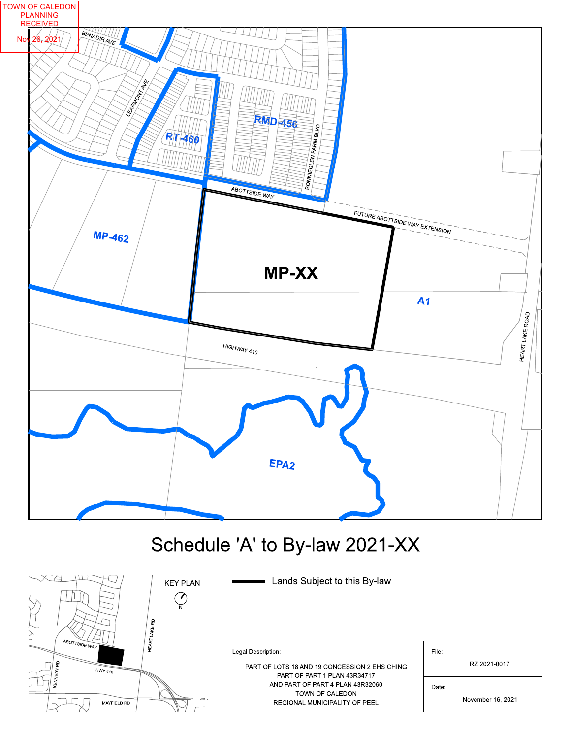TOWN OF CALEDON
PLANNING
RECEIVED
Nov 26, 2021

BENADIR AVE

LEARMONT AVE

RT-460

RMD-456

BONNIEGLEN FARM BLVD

ABOTTSIDE WAY

FUTURE ABOTTSIDE WAY EXTENSION

MP-462

**MP-XX**

A1

HIGHWAY 410

HEART LAKE ROAD

EPA2

# Schedule 'A' to By-law 2021-XX

KEY PLAN

N

ABOTTSIDE WAY

HWY 410

KENNEDY RD

HEART LAKE RD

MAYFIELD RD

Lands Subject to this By-law

| Legal Description: | File: |
|---|---|
| PART OF LOTS 18 AND 19 CONCESSION 2 EHS CHING<br>PART OF PART 1 PLAN 43R34717<br>AND PART OF PART 4 PLAN 43R32060<br>TOWN OF CALEDON<br>REGIONAL MUNICIPALITY OF PEEL | RZ 2021-0017 |
| | Date: |
| | November 16, 2021 |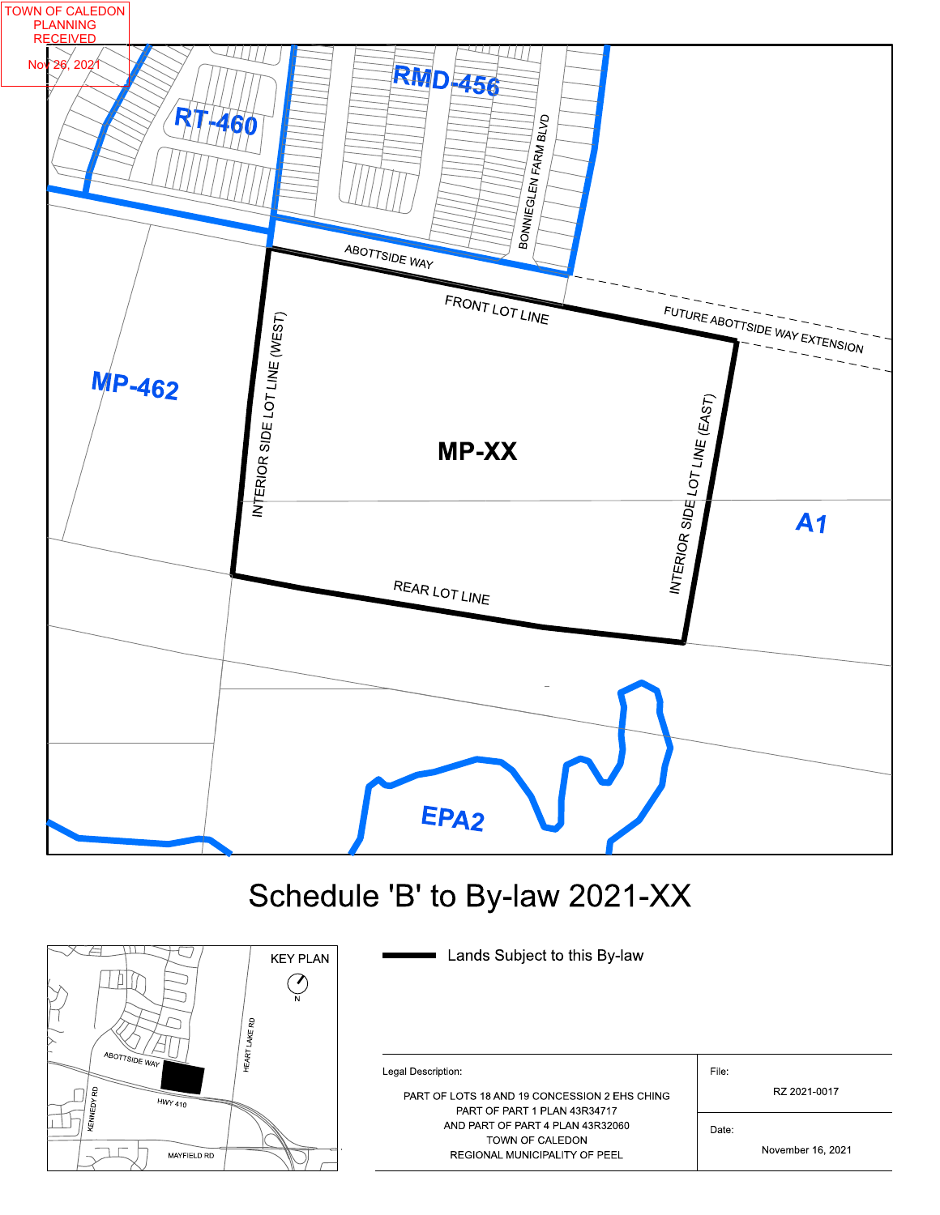TOWN OF CALEDON
PLANNING
RECEIVED
Nov 26, 2021

RMD-456

RT-460

BONNIEGLEN FARM BLVD

ABOTTSIDE WAY

FRONT LOT LINE

FUTURE ABOTTSIDE WAY EXTENSION

MP-462

INTERIOR SIDE LOT LINE (WEST)

MP-XX

INTERIOR SIDE LOT LINE (EAST)

A1

REAR LOT LINE

EPA2

# Schedule 'B' to By-law 2021-XX

KEY PLAN

N

ABOTTSIDE WAY

HWY 410

KENNEDY RD

HEART LAKE RD

MAYFIELD RD

Lands Subject to this By-law

| Legal Description: | File: |
|---|---|
| PART OF LOTS 18 AND 19 CONCESSION 2 EHS CHING<br>PART OF PART 1 PLAN 43R34717<br>AND PART OF PART 4 PLAN 43R32060<br>TOWN OF CALEDON<br>REGIONAL MUNICIPALITY OF PEEL | RZ 2021-0017 |
| | Date: |
| | November 16, 2021 |